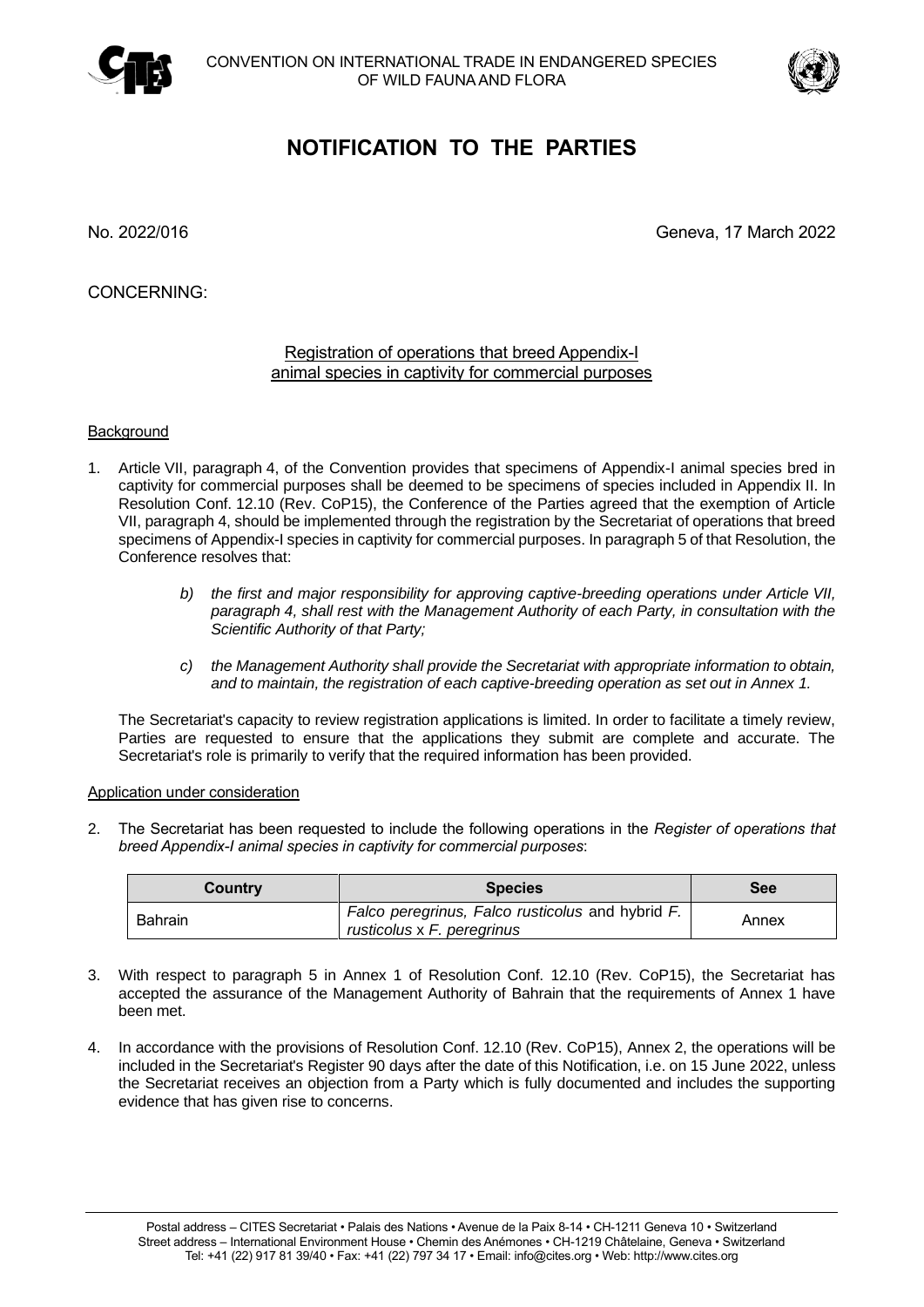CONVENTION ON INTERNATIONAL TRADE IN ENDANGERED SPECIES OF WILD FAUNA AND FLORA

# NOTIFICATION TO THE PARTIES

No. 2022/016

Geneva, 17 March 2022

CONCERNING:

Registration of operations that breed Appendix-I animal species in captivity for commercial purposes

Background

1. Article VII, paragraph 4, of the Convention provides that specimens of Appendix-I animal species bred in captivity for commercial purposes shall be deemed to be specimens of species included in Appendix II. In Resolution Conf. 12.10 (Rev. CoP15), the Conference of the Parties agreed that the exemption of Article VII, paragraph 4, should be implemented through the registration by the Secretariat of operations that breed specimens of Appendix-I species in captivity for commercial purposes. In paragraph 5 of that Resolution, the Conference resolves that:

   *b) the first and major responsibility for approving captive-breeding operations under Article VII, paragraph 4, shall rest with the Management Authority of each Party, in consultation with the Scientific Authority of that Party;*

   *c) the Management Authority shall provide the Secretariat with appropriate information to obtain, and to maintain, the registration of each captive-breeding operation as set out in Annex 1.*

   The Secretariat's capacity to review registration applications is limited. In order to facilitate a timely review, Parties are requested to ensure that the applications they submit are complete and accurate. The Secretariat's role is primarily to verify that the required information has been provided.

Application under consideration

2. The Secretariat has been requested to include the following operations in the *Register of operations that breed Appendix-I animal species in captivity for commercial purposes*:

| Country | Species | See |
|---|---|---|
| Bahrain | *Falco peregrinus, Falco rusticolus* and hybrid *F. rusticolus* x *F. peregrinus* | Annex |

3. With respect to paragraph 5 in Annex 1 of Resolution Conf. 12.10 (Rev. CoP15), the Secretariat has accepted the assurance of the Management Authority of Bahrain that the requirements of Annex 1 have been met.

4. In accordance with the provisions of Resolution Conf. 12.10 (Rev. CoP15), Annex 2, the operations will be included in the Secretariat's Register 90 days after the date of this Notification, i.e. on 15 June 2022, unless the Secretariat receives an objection from a Party which is fully documented and includes the supporting evidence that has given rise to concerns.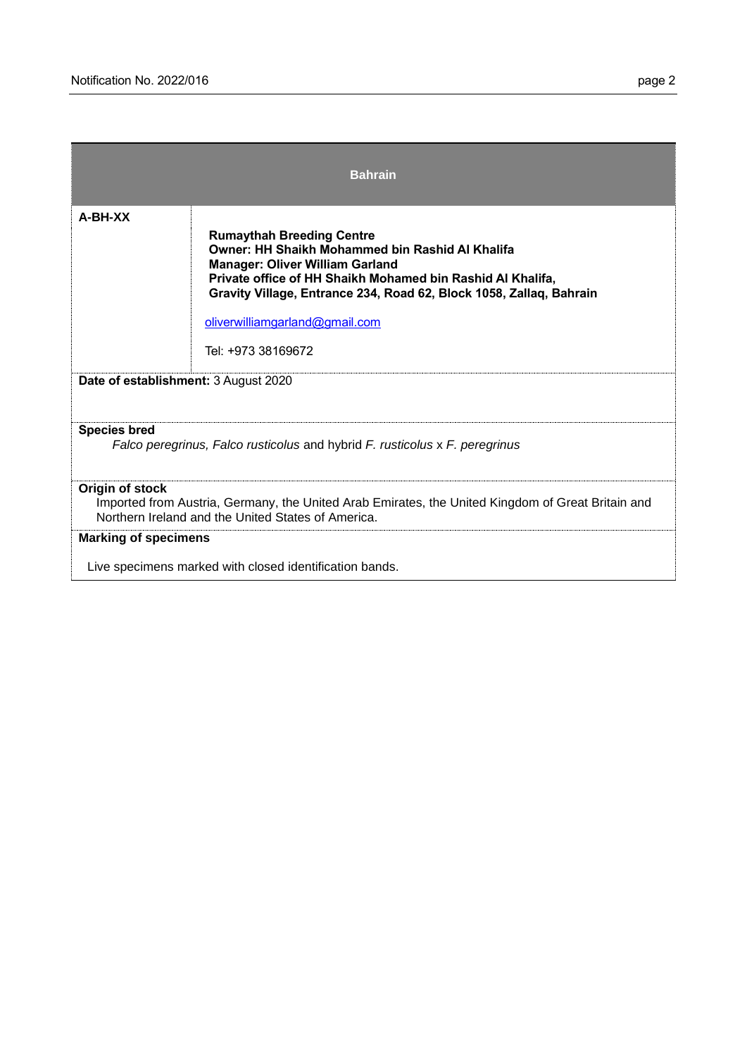| Bahrain | |
|---|---|
| **A-BH-XX** | **Rumaythah Breeding Centre**<br>**Owner: HH Shaikh Mohammed bin Rashid Al Khalifa**<br>**Manager: Oliver William Garland**<br>**Private office of HH Shaikh Mohamed bin Rashid Al Khalifa,**<br>**Gravity Village, Entrance 234, Road 62, Block 1058, Zallaq, Bahrain**<br><br>oliverwilliamgarland@gmail.com<br><br>Tel: +973 38169672 |
| **Date of establishment:** 3 August 2020 | |
| **Species bred**<br>*Falco peregrinus, Falco rusticolus* and hybrid *F. rusticolus* x *F. peregrinus* | |
| **Origin of stock**<br>Imported from Austria, Germany, the United Arab Emirates, the United Kingdom of Great Britain and Northern Ireland and the United States of America. | |
| **Marking of specimens**<br><br>Live specimens marked with closed identification bands. | |